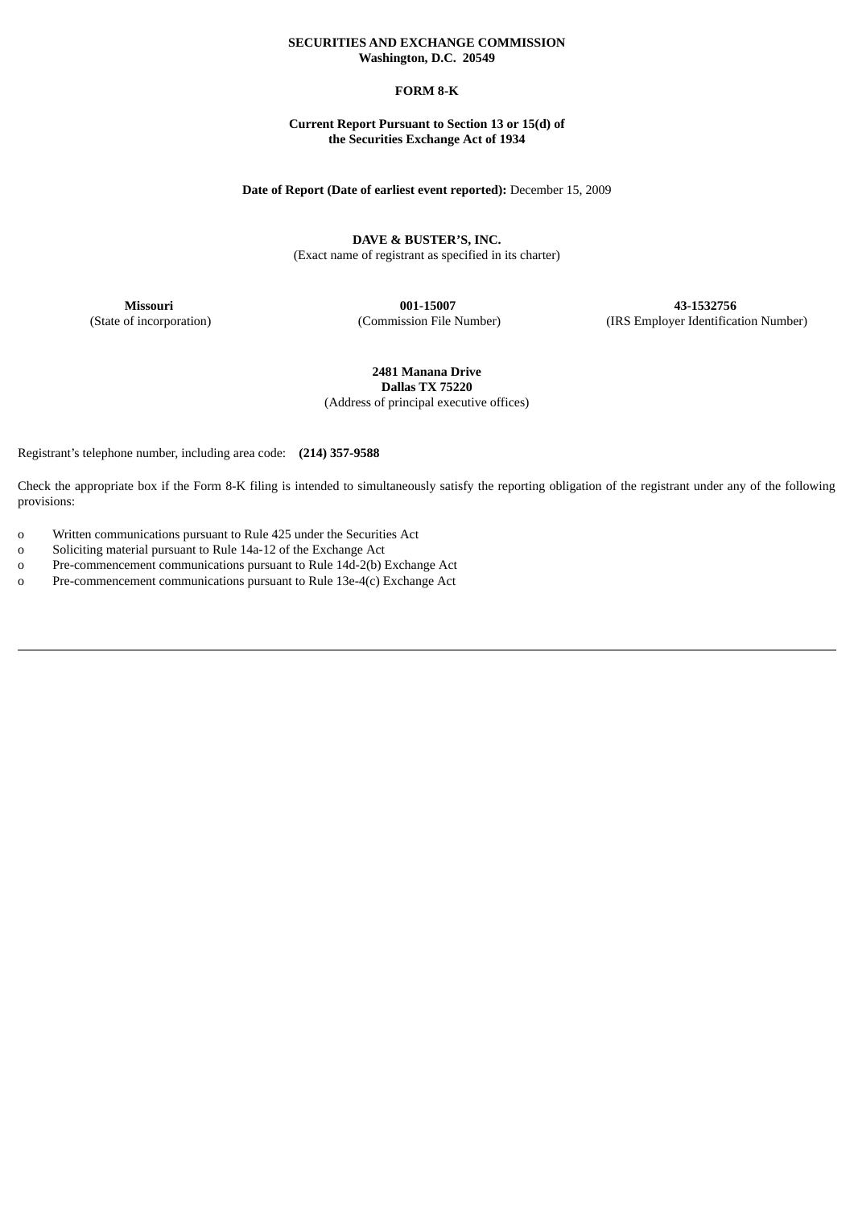**SECURITIES AND EXCHANGE COMMISSION**
**Washington, D.C. 20549**

**FORM 8-K**

**Current Report Pursuant to Section 13 or 15(d) of**
**the Securities Exchange Act of 1934**

**Date of Report (Date of earliest event reported):** December 15, 2009

**DAVE & BUSTER'S, INC.**
(Exact name of registrant as specified in its charter)

| **Missouri** | **001-15007** | **43-1532756** |
|---|---|---|
| (State of incorporation) | (Commission File Number) | (IRS Employer Identification Number) |

**2481 Manana Drive**
**Dallas TX 75220**
(Address of principal executive offices)

Registrant's telephone number, including area code: **(214) 357-9588**

Check the appropriate box if the Form 8-K filing is intended to simultaneously satisfy the reporting obligation of the registrant under any of the following provisions:

o Written communications pursuant to Rule 425 under the Securities Act
o Soliciting material pursuant to Rule 14a-12 of the Exchange Act
o Pre-commencement communications pursuant to Rule 14d-2(b) Exchange Act
o Pre-commencement communications pursuant to Rule 13e-4(c) Exchange Act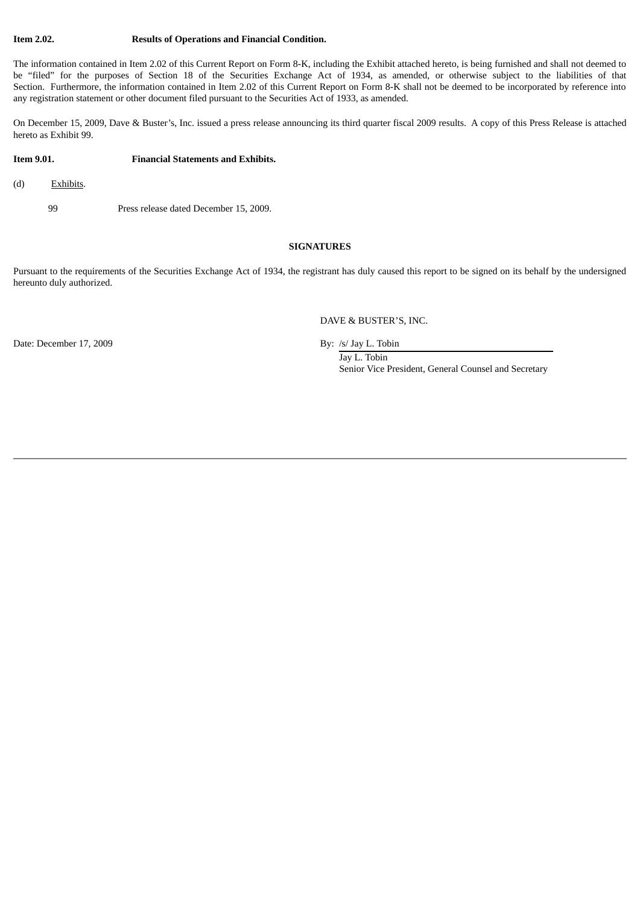**Item 2.02. Results of Operations and Financial Condition.**

The information contained in Item 2.02 of this Current Report on Form 8-K, including the Exhibit attached hereto, is being furnished and shall not deemed to be "filed" for the purposes of Section 18 of the Securities Exchange Act of 1934, as amended, or otherwise subject to the liabilities of that Section. Furthermore, the information contained in Item 2.02 of this Current Report on Form 8-K shall not be deemed to be incorporated by reference into any registration statement or other document filed pursuant to the Securities Act of 1933, as amended.

On December 15, 2009, Dave & Buster's, Inc. issued a press release announcing its third quarter fiscal 2009 results. A copy of this Press Release is attached hereto as Exhibit 99.

**Item 9.01. Financial Statements and Exhibits.**

(d) Exhibits.

99 Press release dated December 15, 2009.

**SIGNATURES**

Pursuant to the requirements of the Securities Exchange Act of 1934, the registrant has duly caused this report to be signed on its behalf by the undersigned hereunto duly authorized.

DAVE & BUSTER'S, INC.

Date: December 17, 2009

By: /s/ Jay L. Tobin
Jay L. Tobin
Senior Vice President, General Counsel and Secretary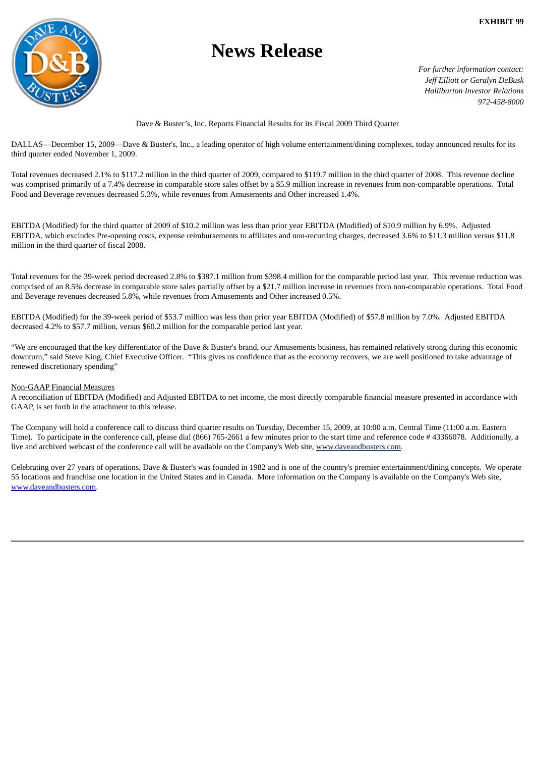**EXHIBIT 99**

# News Release

*For further information contact:*
*Jeff Elliott or Geralyn DeBusk*
*Halliburton Investor Relations*
*972-458-8000*

Dave & Buster's, Inc. Reports Financial Results for its Fiscal 2009 Third Quarter

DALLAS—December 15, 2009—Dave & Buster's, Inc., a leading operator of high volume entertainment/dining complexes, today announced results for its third quarter ended November 1, 2009.

Total revenues decreased 2.1% to $117.2 million in the third quarter of 2009, compared to $119.7 million in the third quarter of 2008. This revenue decline was comprised primarily of a 7.4% decrease in comparable store sales offset by a $5.9 million increase in revenues from non-comparable operations. Total Food and Beverage revenues decreased 5.3%, while revenues from Amusements and Other increased 1.4%.

EBITDA (Modified) for the third quarter of 2009 of $10.2 million was less than prior year EBITDA (Modified) of $10.9 million by 6.9%. Adjusted EBITDA, which excludes Pre-opening costs, expense reimbursements to affiliates and non-recurring charges, decreased 3.6% to $11.3 million versus $11.8 million in the third quarter of fiscal 2008.

Total revenues for the 39-week period decreased 2.8% to $387.1 million from $398.4 million for the comparable period last year. This revenue reduction was comprised of an 8.5% decrease in comparable store sales partially offset by a $21.7 million increase in revenues from non-comparable operations. Total Food and Beverage revenues decreased 5.8%, while revenues from Amusements and Other increased 0.5%.

EBITDA (Modified) for the 39-week period of $53.7 million was less than prior year EBITDA (Modified) of $57.8 million by 7.0%. Adjusted EBITDA decreased 4.2% to $57.7 million, versus $60.2 million for the comparable period last year.

"We are encouraged that the key differentiator of the Dave & Buster's brand, our Amusements business, has remained relatively strong during this economic downturn," said Steve King, Chief Executive Officer. "This gives us confidence that as the economy recovers, we are well positioned to take advantage of renewed discretionary spending"

Non-GAAP Financial Measures
A reconciliation of EBITDA (Modified) and Adjusted EBITDA to net income, the most directly comparable financial measure presented in accordance with GAAP, is set forth in the attachment to this release.

The Company will hold a conference call to discuss third quarter results on Tuesday, December 15, 2009, at 10:00 a.m. Central Time (11:00 a.m. Eastern Time). To participate in the conference call, please dial (866) 765-2661 a few minutes prior to the start time and reference code # 43366078. Additionally, a live and archived webcast of the conference call will be available on the Company's Web site, www.daveandbusters.com.

Celebrating over 27 years of operations, Dave & Buster's was founded in 1982 and is one of the country's premier entertainment/dining concepts. We operate 55 locations and franchise one location in the United States and in Canada. More information on the Company is available on the Company's Web site, www.daveandbusters.com.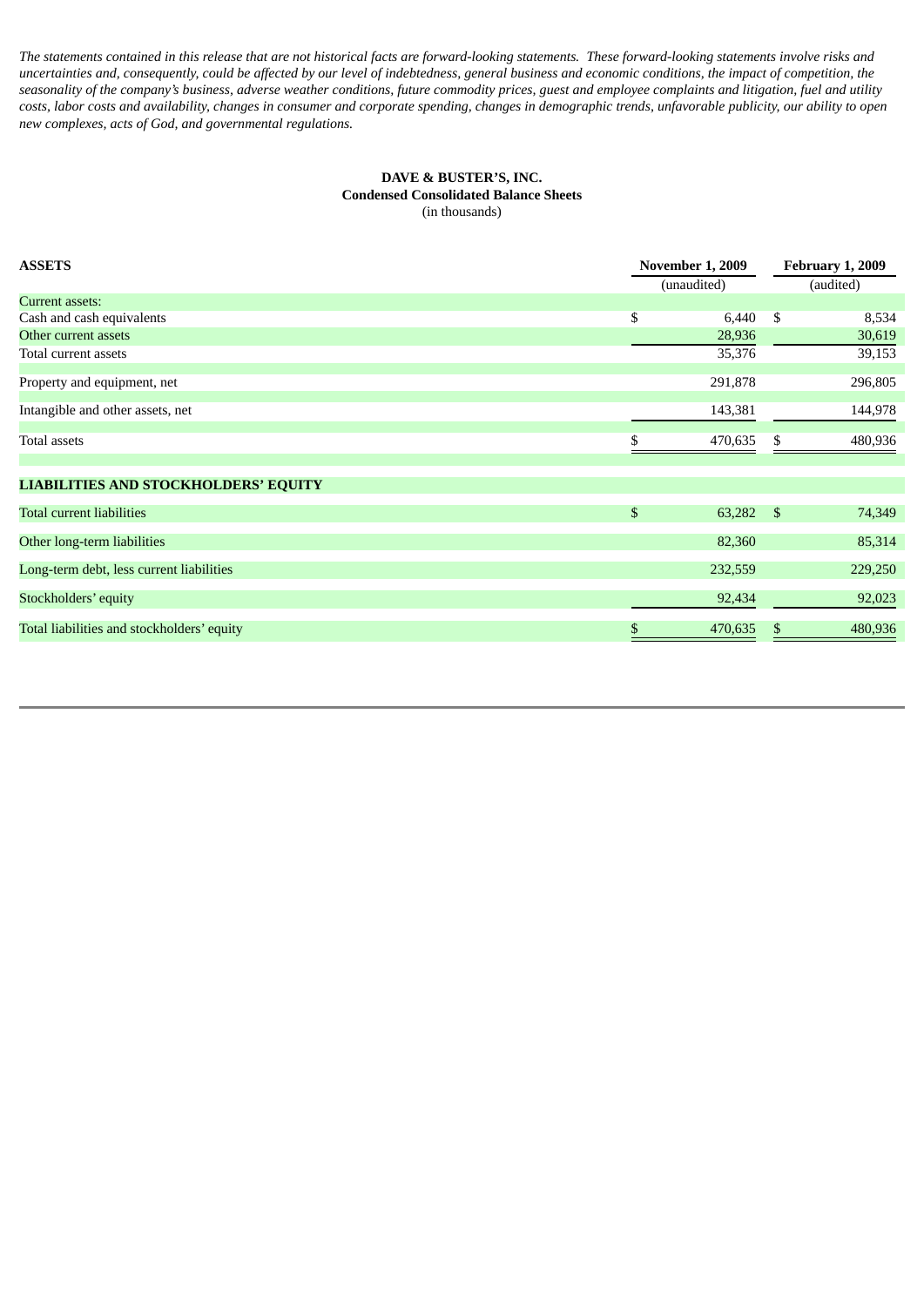*The statements contained in this release that are not historical facts are forward-looking statements. These forward-looking statements involve risks and uncertainties and, consequently, could be affected by our level of indebtedness, general business and economic conditions, the impact of competition, the seasonality of the company's business, adverse weather conditions, future commodity prices, guest and employee complaints and litigation, fuel and utility costs, labor costs and availability, changes in consumer and corporate spending, changes in demographic trends, unfavorable publicity, our ability to open new complexes, acts of God, and governmental regulations.*

**DAVE & BUSTER'S, INC.**
**Condensed Consolidated Balance Sheets**
(in thousands)

| **ASSETS** | **November 1, 2009** (unaudited) | **February 1, 2009** (audited) |
|---|---|---|
| Current assets: | | |
| Cash and cash equivalents | $ 6,440 | $ 8,534 |
| Other current assets | 28,936 | 30,619 |
| Total current assets | 35,376 | 39,153 |
| Property and equipment, net | 291,878 | 296,805 |
| Intangible and other assets, net | 143,381 | 144,978 |
| Total assets | $ 470,635 | $ 480,936 |
| | | |
| **LIABILITIES AND STOCKHOLDERS' EQUITY** | | |
| Total current liabilities | $ 63,282 | $ 74,349 |
| Other long-term liabilities | 82,360 | 85,314 |
| Long-term debt, less current liabilities | 232,559 | 229,250 |
| Stockholders' equity | 92,434 | 92,023 |
| Total liabilities and stockholders' equity | $ 470,635 | $ 480,936 |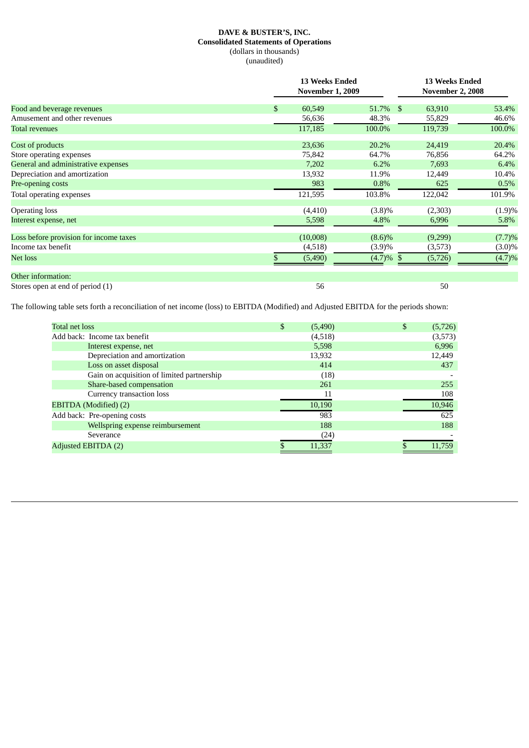**DAVE & BUSTER'S, INC.**
**Consolidated Statements of Operations**
(dollars in thousands)
(unaudited)

| | 13 Weeks Ended November 1, 2009 | | 13 Weeks Ended November 2, 2008 | |
|---|---|---|---|---|
| Food and beverage revenues | $ 60,549 | 51.7% | $ 63,910 | 53.4% |
| Amusement and other revenues | 56,636 | 48.3% | 55,829 | 46.6% |
| Total revenues | 117,185 | 100.0% | 119,739 | 100.0% |
| Cost of products | 23,636 | 20.2% | 24,419 | 20.4% |
| Store operating expenses | 75,842 | 64.7% | 76,856 | 64.2% |
| General and administrative expenses | 7,202 | 6.2% | 7,693 | 6.4% |
| Depreciation and amortization | 13,932 | 11.9% | 12,449 | 10.4% |
| Pre-opening costs | 983 | 0.8% | 625 | 0.5% |
| Total operating expenses | 121,595 | 103.8% | 122,042 | 101.9% |
| Operating loss | (4,410) | (3.8)% | (2,303) | (1.9)% |
| Interest expense, net | 5,598 | 4.8% | 6,996 | 5.8% |
| Loss before provision for income taxes | (10,008) | (8.6)% | (9,299) | (7.7)% |
| Income tax benefit | (4,518) | (3.9)% | (3,573) | (3.0)% |
| Net loss | $ (5,490) | (4.7)% | $ (5,726) | (4.7)% |
| Other information: | | | | |
| Stores open at end of period (1) | 56 | | 50 | |

The following table sets forth a reconciliation of net income (loss) to EBITDA (Modified) and Adjusted EBITDA for the periods shown:

| | 13 Weeks Ended November 1, 2009 | 13 Weeks Ended November 2, 2008 |
|---|---|---|
| Total net loss | $ (5,490) | $ (5,726) |
| Add back: Income tax benefit | (4,518) | (3,573) |
| Interest expense, net | 5,598 | 6,996 |
| Depreciation and amortization | 13,932 | 12,449 |
| Loss on asset disposal | 414 | 437 |
| Gain on acquisition of limited partnership | (18) | - |
| Share-based compensation | 261 | 255 |
| Currency transaction loss | 11 | 108 |
| EBITDA (Modified) (2) | 10,190 | 10,946 |
| Add back: Pre-opening costs | 983 | 625 |
| Wellspring expense reimbursement | 188 | 188 |
| Severance | (24) | - |
| Adjusted EBITDA (2) | $ 11,337 | $ 11,759 |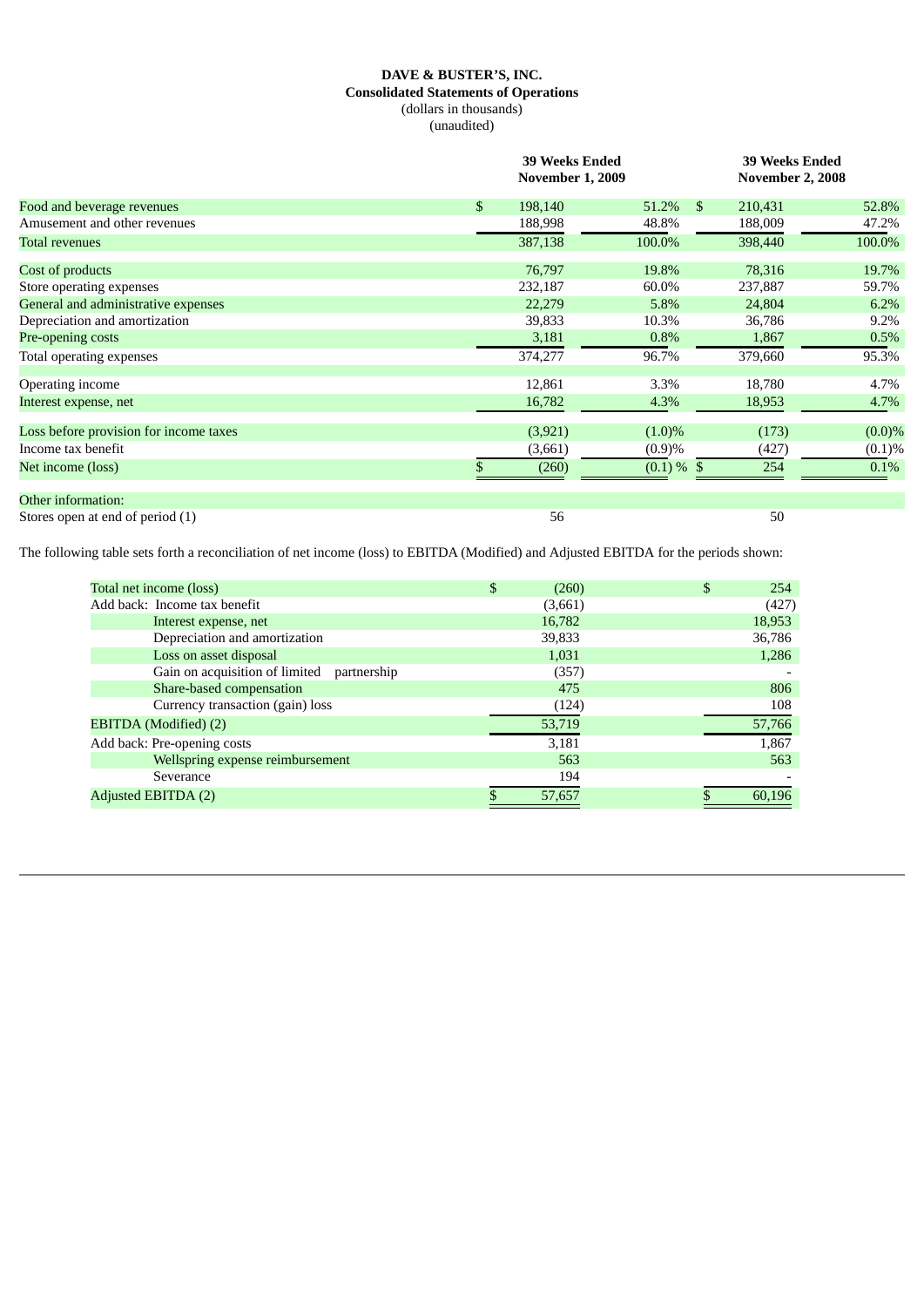**DAVE & BUSTER'S, INC.**
**Consolidated Statements of Operations**
(dollars in thousands)
(unaudited)

| | 39 Weeks Ended November 1, 2009 | | 39 Weeks Ended November 2, 2008 | |
|---|---|---|---|---|
| Food and beverage revenues | $ 198,140 | 51.2% | $ 210,431 | 52.8% |
| Amusement and other revenues | 188,998 | 48.8% | 188,009 | 47.2% |
| Total revenues | 387,138 | 100.0% | 398,440 | 100.0% |
| Cost of products | 76,797 | 19.8% | 78,316 | 19.7% |
| Store operating expenses | 232,187 | 60.0% | 237,887 | 59.7% |
| General and administrative expenses | 22,279 | 5.8% | 24,804 | 6.2% |
| Depreciation and amortization | 39,833 | 10.3% | 36,786 | 9.2% |
| Pre-opening costs | 3,181 | 0.8% | 1,867 | 0.5% |
| Total operating expenses | 374,277 | 96.7% | 379,660 | 95.3% |
| Operating income | 12,861 | 3.3% | 18,780 | 4.7% |
| Interest expense, net | 16,782 | 4.3% | 18,953 | 4.7% |
| Loss before provision for income taxes | (3,921) | (1.0)% | (173) | (0.0)% |
| Income tax benefit | (3,661) | (0.9)% | (427) | (0.1)% |
| Net income (loss) | $ (260) | (0.1) % | $ 254 | 0.1% |
| Other information: | | | | |
| Stores open at end of period (1) | 56 | | 50 | |

The following table sets forth a reconciliation of net income (loss) to EBITDA (Modified) and Adjusted EBITDA for the periods shown:

| | 39 Weeks Ended November 1, 2009 | 39 Weeks Ended November 2, 2008 |
|---|---|---|
| Total net income (loss) | $ (260) | $ 254 |
| Add back: Income tax benefit | (3,661) | (427) |
| Interest expense, net | 16,782 | 18,953 |
| Depreciation and amortization | 39,833 | 36,786 |
| Loss on asset disposal | 1,031 | 1,286 |
| Gain on acquisition of limited partnership | (357) | - |
| Share-based compensation | 475 | 806 |
| Currency transaction (gain) loss | (124) | 108 |
| EBITDA (Modified) (2) | 53,719 | 57,766 |
| Add back: Pre-opening costs | 3,181 | 1,867 |
| Wellspring expense reimbursement | 563 | 563 |
| Severance | 194 | - |
| Adjusted EBITDA (2) | $ 57,657 | $ 60,196 |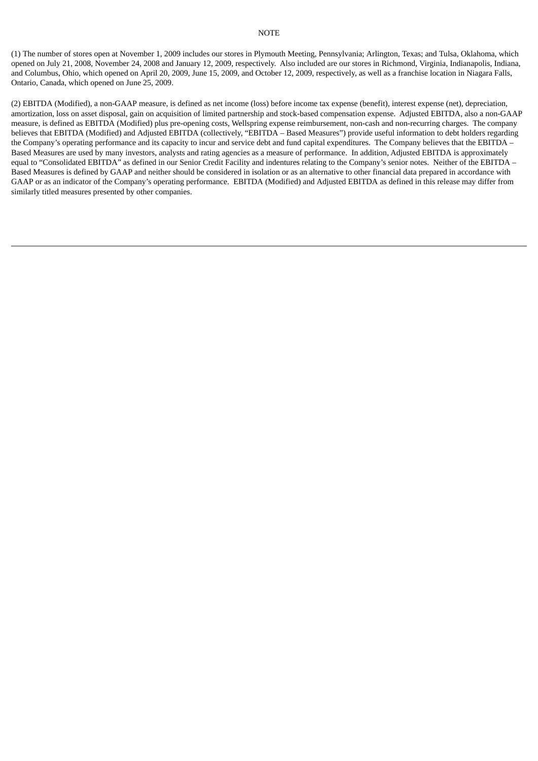NOTE

(1) The number of stores open at November 1, 2009 includes our stores in Plymouth Meeting, Pennsylvania; Arlington, Texas; and Tulsa, Oklahoma, which opened on July 21, 2008, November 24, 2008 and January 12, 2009, respectively. Also included are our stores in Richmond, Virginia, Indianapolis, Indiana, and Columbus, Ohio, which opened on April 20, 2009, June 15, 2009, and October 12, 2009, respectively, as well as a franchise location in Niagara Falls, Ontario, Canada, which opened on June 25, 2009.

(2) EBITDA (Modified), a non-GAAP measure, is defined as net income (loss) before income tax expense (benefit), interest expense (net), depreciation, amortization, loss on asset disposal, gain on acquisition of limited partnership and stock-based compensation expense. Adjusted EBITDA, also a non-GAAP measure, is defined as EBITDA (Modified) plus pre-opening costs, Wellspring expense reimbursement, non-cash and non-recurring charges. The company believes that EBITDA (Modified) and Adjusted EBITDA (collectively, "EBITDA – Based Measures") provide useful information to debt holders regarding the Company's operating performance and its capacity to incur and service debt and fund capital expenditures. The Company believes that the EBITDA – Based Measures are used by many investors, analysts and rating agencies as a measure of performance. In addition, Adjusted EBITDA is approximately equal to "Consolidated EBITDA" as defined in our Senior Credit Facility and indentures relating to the Company's senior notes. Neither of the EBITDA – Based Measures is defined by GAAP and neither should be considered in isolation or as an alternative to other financial data prepared in accordance with GAAP or as an indicator of the Company's operating performance. EBITDA (Modified) and Adjusted EBITDA as defined in this release may differ from similarly titled measures presented by other companies.